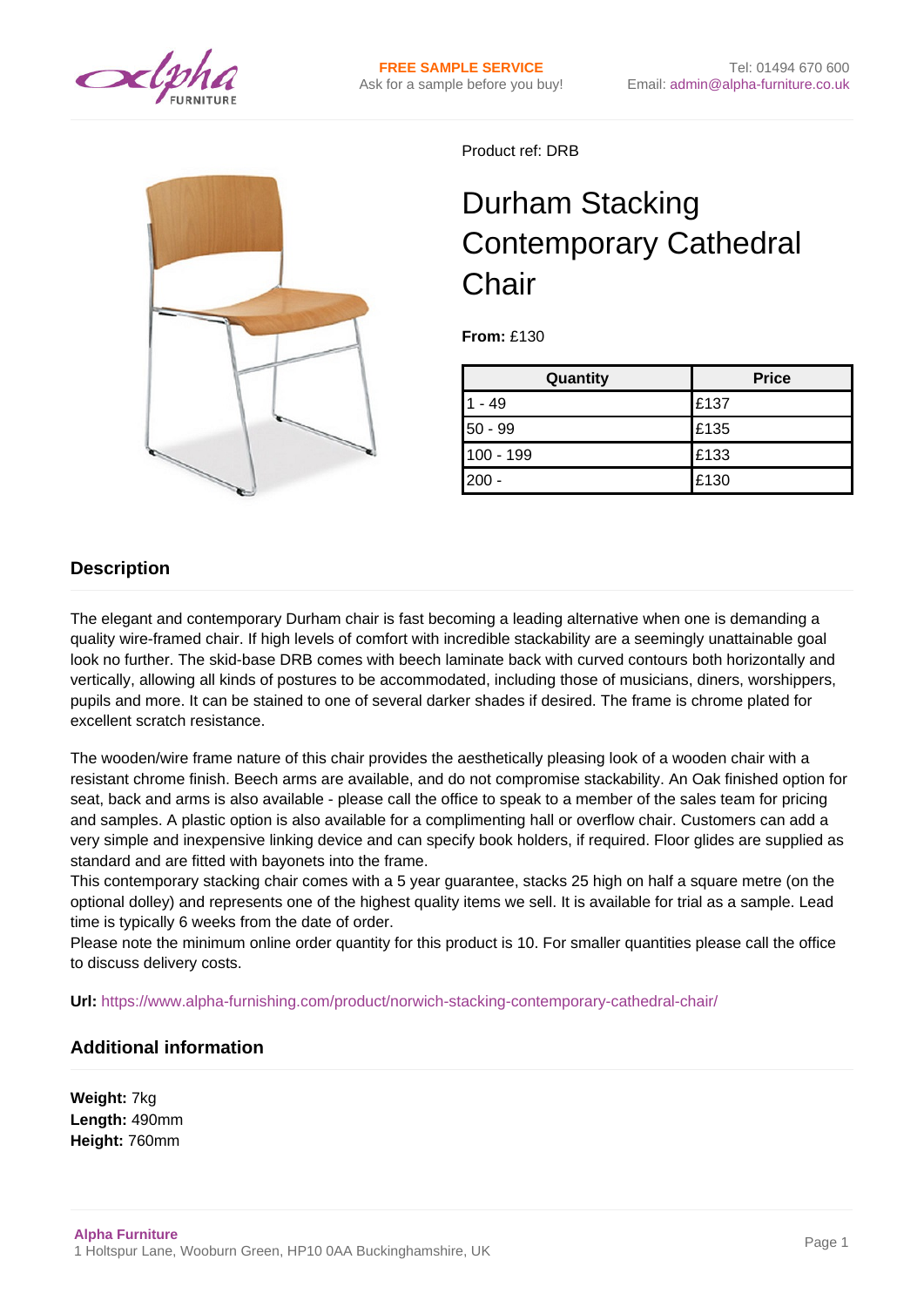FREE SAMPLE SERVICE
Ask for a sample before you buy!

Tel: 01494 670 600
Email: admin@alpha-furniture.co.uk

Product ref: DRB

# Durham Stacking Contemporary Cathedral Chair

**From:** £130

| Quantity | Price |
|---|---|
| 1 - 49 | £137 |
| 50 - 99 | £135 |
| 100 - 199 | £133 |
| 200 - | £130 |

## Description

The elegant and contemporary Durham chair is fast becoming a leading alternative when one is demanding a quality wire-framed chair. If high levels of comfort with incredible stackability are a seemingly unattainable goal look no further. The skid-base DRB comes with beech laminate back with curved contours both horizontally and vertically, allowing all kinds of postures to be accommodated, including those of musicians, diners, worshippers, pupils and more. It can be stained to one of several darker shades if desired. The frame is chrome plated for excellent scratch resistance.

The wooden/wire frame nature of this chair provides the aesthetically pleasing look of a wooden chair with a resistant chrome finish. Beech arms are available, and do not compromise stackability. An Oak finished option for seat, back and arms is also available - please call the office to speak to a member of the sales team for pricing and samples. A plastic option is also available for a complimenting hall or overflow chair. Customers can add a very simple and inexpensive linking device and can specify book holders, if required. Floor glides are supplied as standard and are fitted with bayonets into the frame.
This contemporary stacking chair comes with a 5 year guarantee, stacks 25 high on half a square metre (on the optional dolley) and represents one of the highest quality items we sell. It is available for trial as a sample. Lead time is typically 6 weeks from the date of order.
Please note the minimum online order quantity for this product is 10. For smaller quantities please call the office to discuss delivery costs.

**Url:** https://www.alpha-furnishing.com/product/norwich-stacking-contemporary-cathedral-chair/

## Additional information

**Weight:** 7kg
**Length:** 490mm
**Height:** 760mm

**Alpha Furniture**
1 Holtspur Lane, Wooburn Green, HP10 0AA Buckinghamshire, UK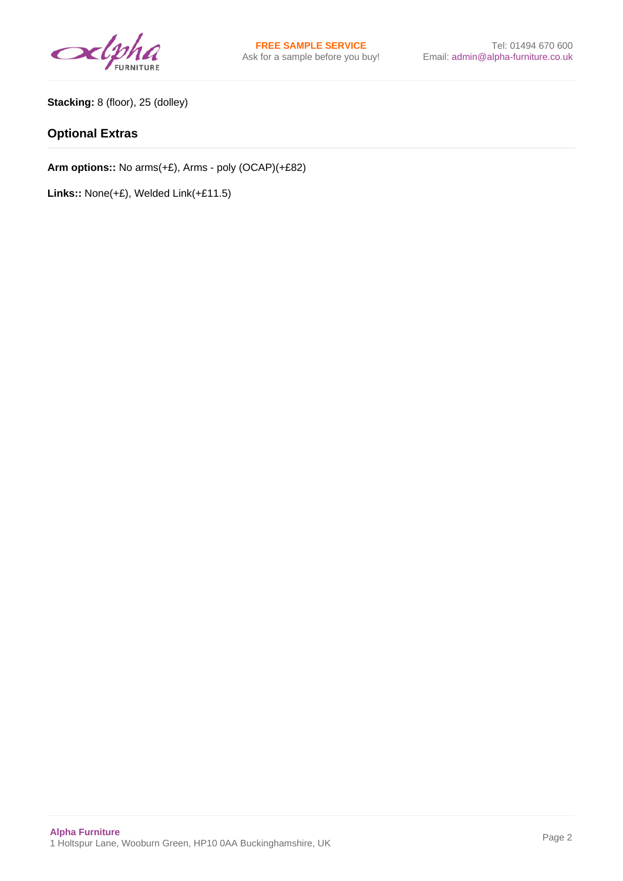**Stacking:** 8 (floor), 25 (dolley)

## Optional Extras

**Arm options::** No arms(+£), Arms - poly (OCAP)(+£82)

**Links::** None(+£), Welded Link(+£11.5)